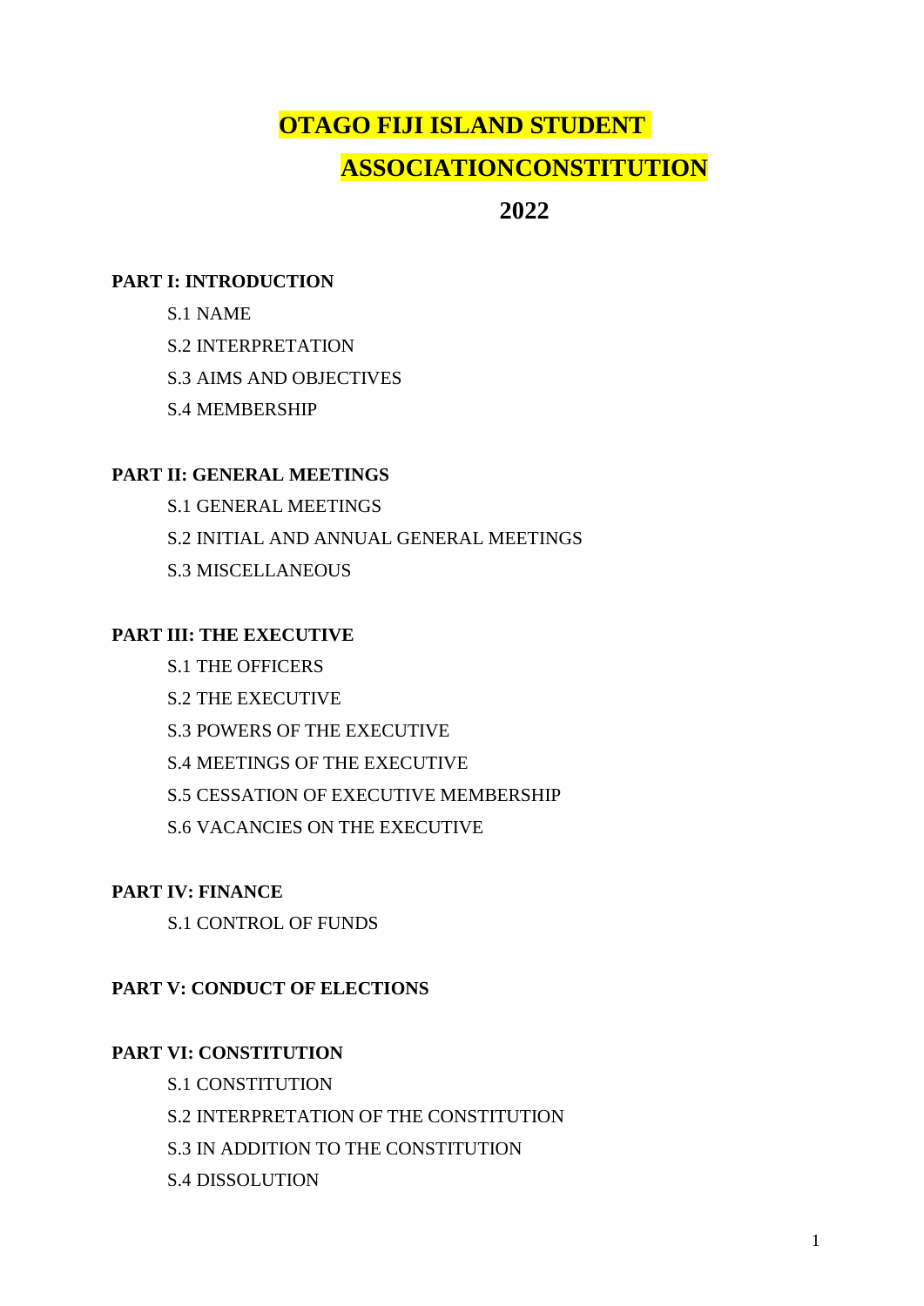# OTAGO FIJI ISLAND STUDENT ASSOCIATIONCONSTITUTION

# 2022

**PART I: INTRODUCTION**

- S.1 NAME
- S.2 INTERPRETATION
- S.3 AIMS AND OBJECTIVES
- S.4 MEMBERSHIP

**PART II: GENERAL MEETINGS**

- S.1 GENERAL MEETINGS
- S.2 INITIAL AND ANNUAL GENERAL MEETINGS
- S.3 MISCELLANEOUS

**PART III: THE EXECUTIVE**

- S.1 THE OFFICERS
- S.2 THE EXECUTIVE
- S.3 POWERS OF THE EXECUTIVE
- S.4 MEETINGS OF THE EXECUTIVE
- S.5 CESSATION OF EXECUTIVE MEMBERSHIP
- S.6 VACANCIES ON THE EXECUTIVE

**PART IV: FINANCE**

- S.1 CONTROL OF FUNDS

**PART V: CONDUCT OF ELECTIONS**

**PART VI: CONSTITUTION**

- S.1 CONSTITUTION
- S.2 INTERPRETATION OF THE CONSTITUTION
- S.3 IN ADDITION TO THE CONSTITUTION
- S.4 DISSOLUTION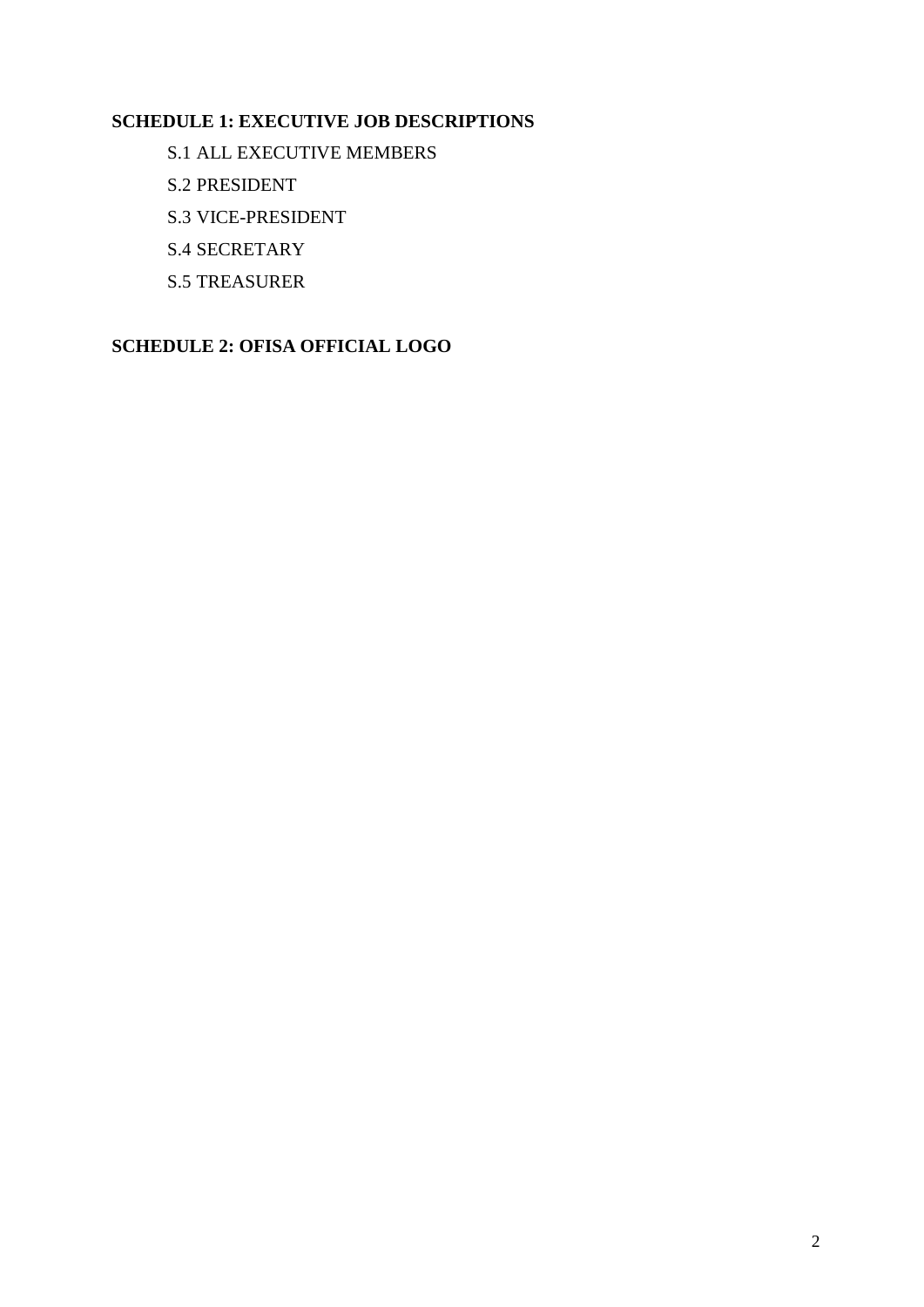**SCHEDULE 1: EXECUTIVE JOB DESCRIPTIONS**

S.1 ALL EXECUTIVE MEMBERS

S.2 PRESIDENT

S.3 VICE-PRESIDENT

S.4 SECRETARY

S.5 TREASURER

**SCHEDULE 2: OFISA OFFICIAL LOGO**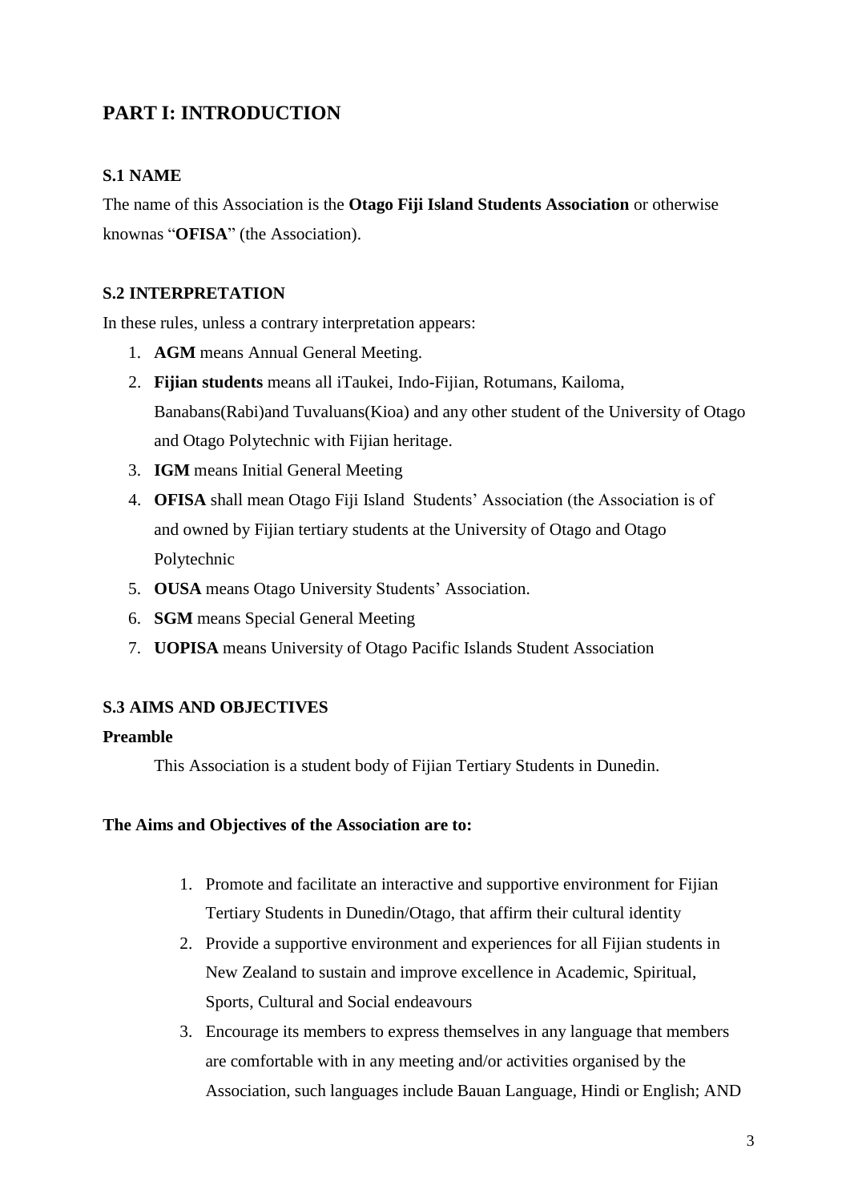# PART I: INTRODUCTION

### S.1 NAME

The name of this Association is the **Otago Fiji Island Students Association** or otherwise knownas "**OFISA**" (the Association).

### S.2 INTERPRETATION

In these rules, unless a contrary interpretation appears:

1. **AGM** means Annual General Meeting.
2. **Fijian students** means all iTaukei, Indo-Fijian, Rotumans, Kailoma, Banabans(Rabi)and Tuvaluans(Kioa) and any other student of the University of Otago and Otago Polytechnic with Fijian heritage.
3. **IGM** means Initial General Meeting
4. **OFISA** shall mean Otago Fiji Island Students' Association (the Association is of and owned by Fijian tertiary students at the University of Otago and Otago Polytechnic
5. **OUSA** means Otago University Students' Association.
6. **SGM** means Special General Meeting
7. **UOPISA** means University of Otago Pacific Islands Student Association

### S.3 AIMS AND OBJECTIVES

**Preamble**

This Association is a student body of Fijian Tertiary Students in Dunedin.

**The Aims and Objectives of the Association are to:**

1. Promote and facilitate an interactive and supportive environment for Fijian Tertiary Students in Dunedin/Otago, that affirm their cultural identity
2. Provide a supportive environment and experiences for all Fijian students in New Zealand to sustain and improve excellence in Academic, Spiritual, Sports, Cultural and Social endeavours
3. Encourage its members to express themselves in any language that members are comfortable with in any meeting and/or activities organised by the Association, such languages include Bauan Language, Hindi or English; AND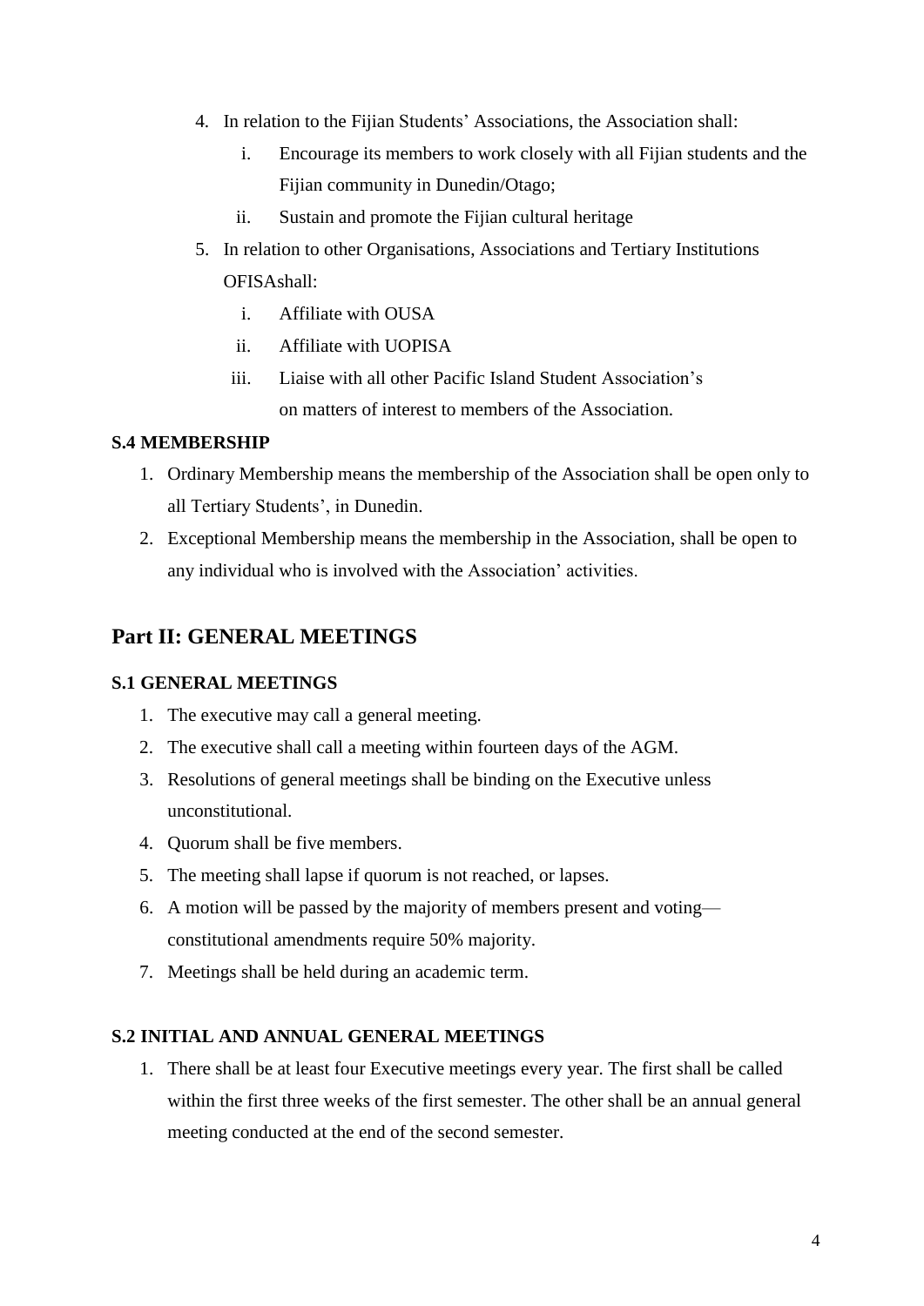4. In relation to the Fijian Students' Associations, the Association shall:
   i. Encourage its members to work closely with all Fijian students and the Fijian community in Dunedin/Otago;
   ii. Sustain and promote the Fijian cultural heritage
5. In relation to other Organisations, Associations and Tertiary Institutions OFISAshall:
   i. Affiliate with OUSA
   ii. Affiliate with UOPISA
   iii. Liaise with all other Pacific Island Student Association's on matters of interest to members of the Association.

**S.4 MEMBERSHIP**

1. Ordinary Membership means the membership of the Association shall be open only to all Tertiary Students', in Dunedin.
2. Exceptional Membership means the membership in the Association, shall be open to any individual who is involved with the Association' activities.

## Part II: GENERAL MEETINGS

**S.1 GENERAL MEETINGS**

1. The executive may call a general meeting.
2. The executive shall call a meeting within fourteen days of the AGM.
3. Resolutions of general meetings shall be binding on the Executive unless unconstitutional.
4. Quorum shall be five members.
5. The meeting shall lapse if quorum is not reached, or lapses.
6. A motion will be passed by the majority of members present and voting—constitutional amendments require 50% majority.
7. Meetings shall be held during an academic term.

**S.2 INITIAL AND ANNUAL GENERAL MEETINGS**

1. There shall be at least four Executive meetings every year. The first shall be called within the first three weeks of the first semester. The other shall be an annual general meeting conducted at the end of the second semester.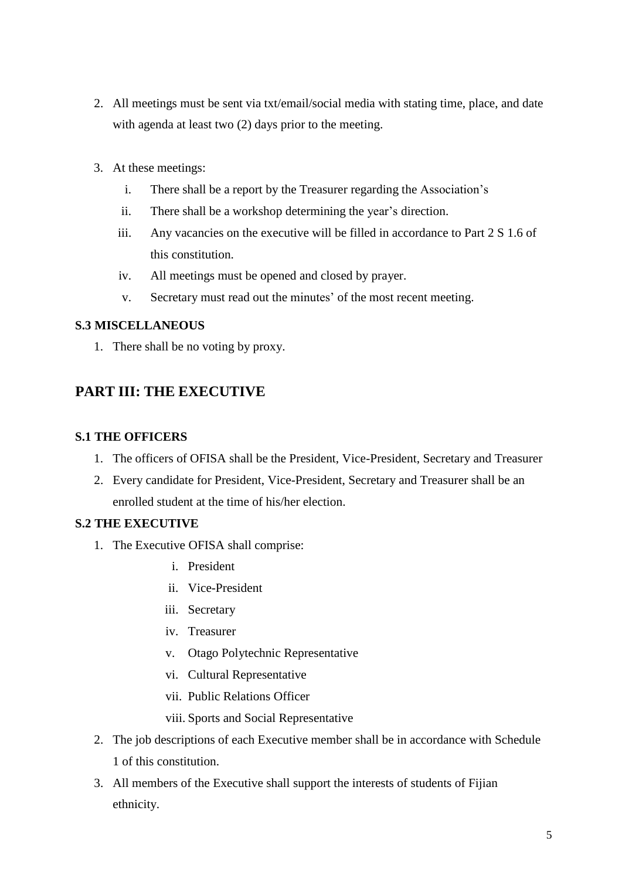2. All meetings must be sent via txt/email/social media with stating time, place, and date with agenda at least two (2) days prior to the meeting.

3. At these meetings:
   i. There shall be a report by the Treasurer regarding the Association's
   ii. There shall be a workshop determining the year's direction.
   iii. Any vacancies on the executive will be filled in accordance to Part 2 S 1.6 of this constitution.
   iv. All meetings must be opened and closed by prayer.
   v. Secretary must read out the minutes' of the most recent meeting.

### S.3 MISCELLANEOUS

1. There shall be no voting by proxy.

## PART III: THE EXECUTIVE

### S.1 THE OFFICERS

1. The officers of OFISA shall be the President, Vice-President, Secretary and Treasurer
2. Every candidate for President, Vice-President, Secretary and Treasurer shall be an enrolled student at the time of his/her election.

### S.2 THE EXECUTIVE

1. The Executive OFISA shall comprise:
   i. President
   ii. Vice-President
   iii. Secretary
   iv. Treasurer
   v. Otago Polytechnic Representative
   vi. Cultural Representative
   vii. Public Relations Officer
   viii. Sports and Social Representative
2. The job descriptions of each Executive member shall be in accordance with Schedule 1 of this constitution.
3. All members of the Executive shall support the interests of students of Fijian ethnicity.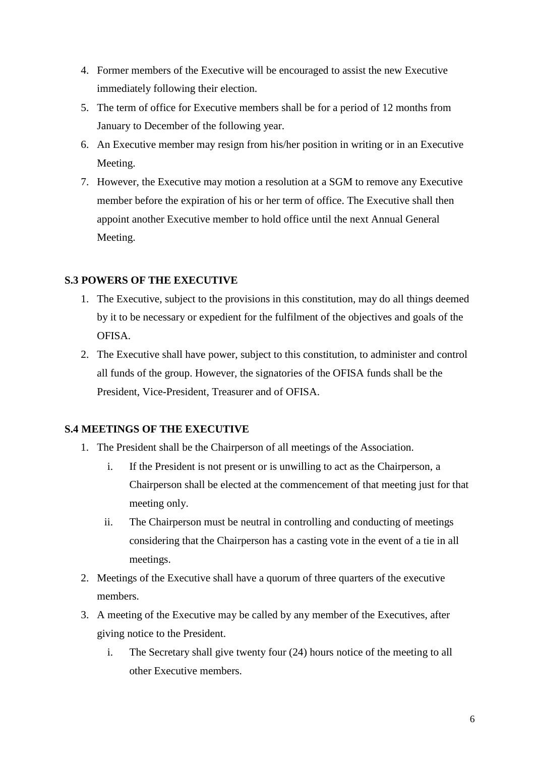4. Former members of the Executive will be encouraged to assist the new Executive immediately following their election.
5. The term of office for Executive members shall be for a period of 12 months from January to December of the following year.
6. An Executive member may resign from his/her position in writing or in an Executive Meeting.
7. However, the Executive may motion a resolution at a SGM to remove any Executive member before the expiration of his or her term of office. The Executive shall then appoint another Executive member to hold office until the next Annual General Meeting.

**S.3 POWERS OF THE EXECUTIVE**

1. The Executive, subject to the provisions in this constitution, may do all things deemed by it to be necessary or expedient for the fulfilment of the objectives and goals of the OFISA.
2. The Executive shall have power, subject to this constitution, to administer and control all funds of the group. However, the signatories of the OFISA funds shall be the President, Vice-President, Treasurer and of OFISA.

**S.4 MEETINGS OF THE EXECUTIVE**

1. The President shall be the Chairperson of all meetings of the Association.
   i. If the President is not present or is unwilling to act as the Chairperson, a Chairperson shall be elected at the commencement of that meeting just for that meeting only.
   ii. The Chairperson must be neutral in controlling and conducting of meetings considering that the Chairperson has a casting vote in the event of a tie in all meetings.
2. Meetings of the Executive shall have a quorum of three quarters of the executive members.
3. A meeting of the Executive may be called by any member of the Executives, after giving notice to the President.
   i. The Secretary shall give twenty four (24) hours notice of the meeting to all other Executive members.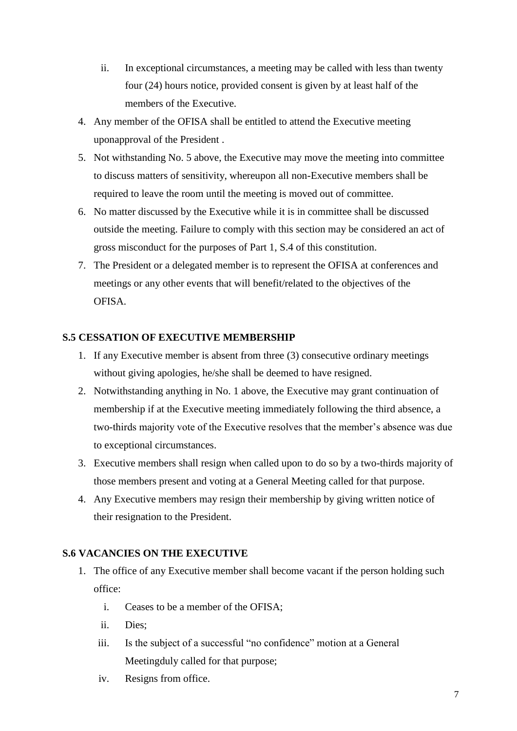ii. In exceptional circumstances, a meeting may be called with less than twenty four (24) hours notice, provided consent is given by at least half of the members of the Executive.

4. Any member of the OFISA shall be entitled to attend the Executive meeting uponapproval of the President .
5. Not withstanding No. 5 above, the Executive may move the meeting into committee to discuss matters of sensitivity, whereupon all non-Executive members shall be required to leave the room until the meeting is moved out of committee.
6. No matter discussed by the Executive while it is in committee shall be discussed outside the meeting. Failure to comply with this section may be considered an act of gross misconduct for the purposes of Part 1, S.4 of this constitution.
7. The President or a delegated member is to represent the OFISA at conferences and meetings or any other events that will benefit/related to the objectives of the OFISA.

**S.5 CESSATION OF EXECUTIVE MEMBERSHIP**

1. If any Executive member is absent from three (3) consecutive ordinary meetings without giving apologies, he/she shall be deemed to have resigned.
2. Notwithstanding anything in No. 1 above, the Executive may grant continuation of membership if at the Executive meeting immediately following the third absence, a two-thirds majority vote of the Executive resolves that the member's absence was due to exceptional circumstances.
3. Executive members shall resign when called upon to do so by a two-thirds majority of those members present and voting at a General Meeting called for that purpose.
4. Any Executive members may resign their membership by giving written notice of their resignation to the President.

**S.6 VACANCIES ON THE EXECUTIVE**

1. The office of any Executive member shall become vacant if the person holding such office:
   i. Ceases to be a member of the OFISA;
   ii. Dies;
   iii. Is the subject of a successful "no confidence" motion at a General Meetingduly called for that purpose;
   iv. Resigns from office.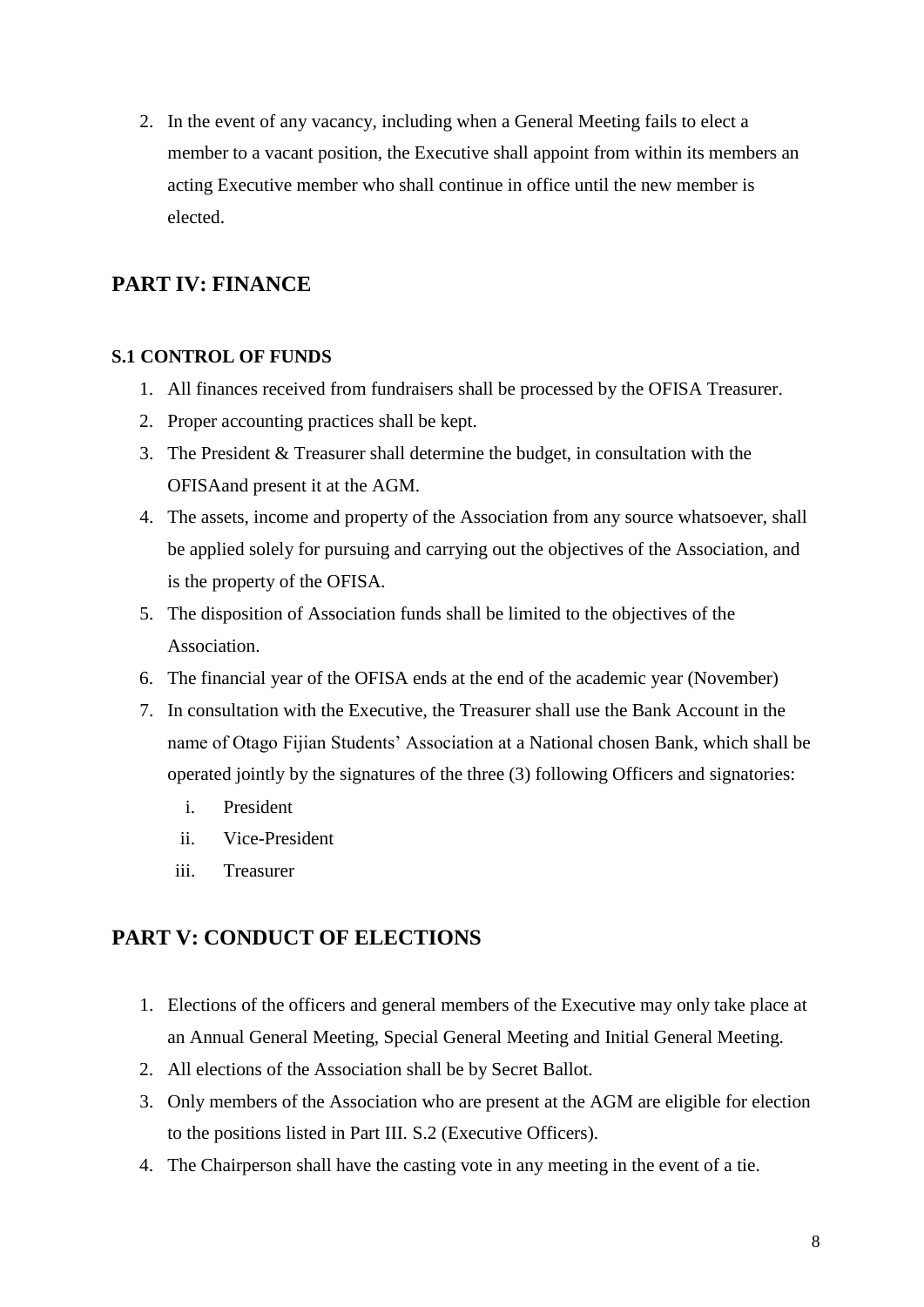2. In the event of any vacancy, including when a General Meeting fails to elect a member to a vacant position, the Executive shall appoint from within its members an acting Executive member who shall continue in office until the new member is elected.

## PART IV: FINANCE

### S.1 CONTROL OF FUNDS

1. All finances received from fundraisers shall be processed by the OFISA Treasurer.
2. Proper accounting practices shall be kept.
3. The President & Treasurer shall determine the budget, in consultation with the OFISAand present it at the AGM.
4. The assets, income and property of the Association from any source whatsoever, shall be applied solely for pursuing and carrying out the objectives of the Association, and is the property of the OFISA.
5. The disposition of Association funds shall be limited to the objectives of the Association.
6. The financial year of the OFISA ends at the end of the academic year (November)
7. In consultation with the Executive, the Treasurer shall use the Bank Account in the name of Otago Fijian Students' Association at a National chosen Bank, which shall be operated jointly by the signatures of the three (3) following Officers and signatories:
   i. President
   ii. Vice-President
   iii. Treasurer

## PART V: CONDUCT OF ELECTIONS

1. Elections of the officers and general members of the Executive may only take place at an Annual General Meeting, Special General Meeting and Initial General Meeting.
2. All elections of the Association shall be by Secret Ballot.
3. Only members of the Association who are present at the AGM are eligible for election to the positions listed in Part III. S.2 (Executive Officers).
4. The Chairperson shall have the casting vote in any meeting in the event of a tie.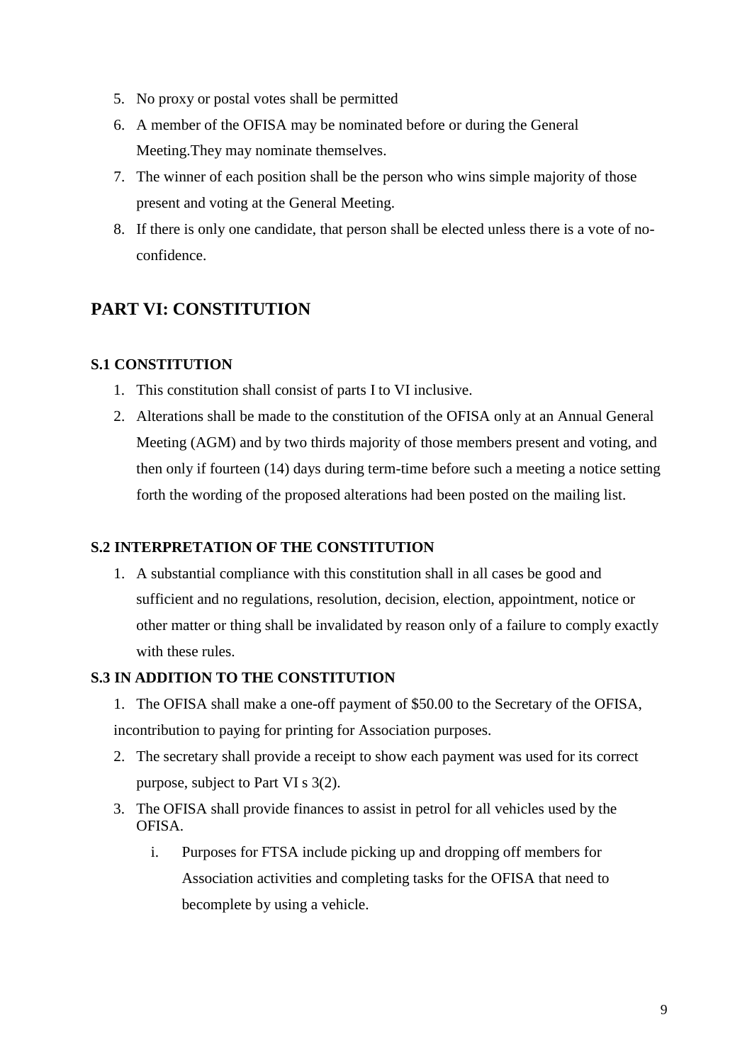5. No proxy or postal votes shall be permitted
6. A member of the OFISA may be nominated before or during the General Meeting.They may nominate themselves.
7. The winner of each position shall be the person who wins simple majority of those present and voting at the General Meeting.
8. If there is only one candidate, that person shall be elected unless there is a vote of no-confidence.

## PART VI: CONSTITUTION

### S.1 CONSTITUTION

1. This constitution shall consist of parts I to VI inclusive.
2. Alterations shall be made to the constitution of the OFISA only at an Annual General Meeting (AGM) and by two thirds majority of those members present and voting, and then only if fourteen (14) days during term-time before such a meeting a notice setting forth the wording of the proposed alterations had been posted on the mailing list.

### S.2 INTERPRETATION OF THE CONSTITUTION

1. A substantial compliance with this constitution shall in all cases be good and sufficient and no regulations, resolution, decision, election, appointment, notice or other matter or thing shall be invalidated by reason only of a failure to comply exactly with these rules.

### S.3 IN ADDITION TO THE CONSTITUTION

1. The OFISA shall make a one-off payment of $50.00 to the Secretary of the OFISA, incontribution to paying for printing for Association purposes.
2. The secretary shall provide a receipt to show each payment was used for its correct purpose, subject to Part VI s 3(2).
3. The OFISA shall provide finances to assist in petrol for all vehicles used by the OFISA.
   i. Purposes for FTSA include picking up and dropping off members for Association activities and completing tasks for the OFISA that need to becomplete by using a vehicle.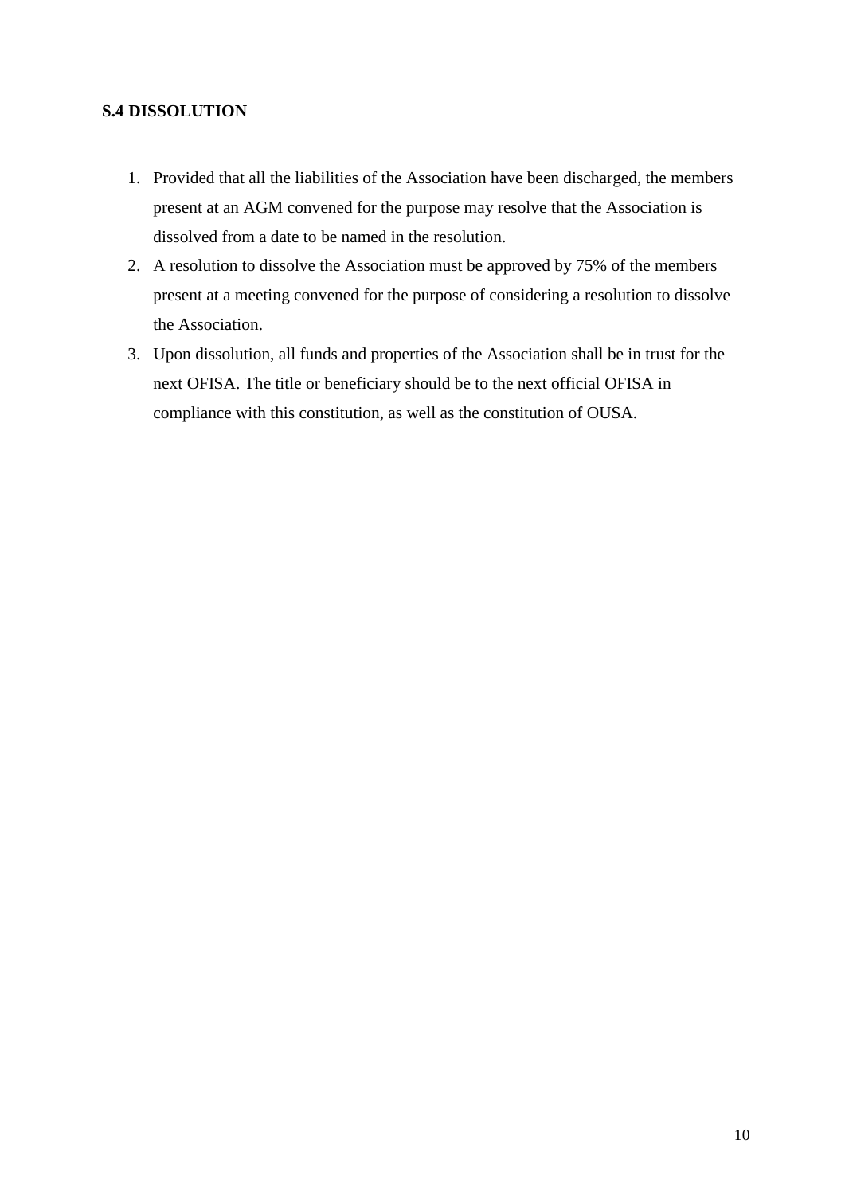**S.4 DISSOLUTION**

1. Provided that all the liabilities of the Association have been discharged, the members present at an AGM convened for the purpose may resolve that the Association is dissolved from a date to be named in the resolution.
2. A resolution to dissolve the Association must be approved by 75% of the members present at a meeting convened for the purpose of considering a resolution to dissolve the Association.
3. Upon dissolution, all funds and properties of the Association shall be in trust for the next OFISA. The title or beneficiary should be to the next official OFISA in compliance with this constitution, as well as the constitution of OUSA.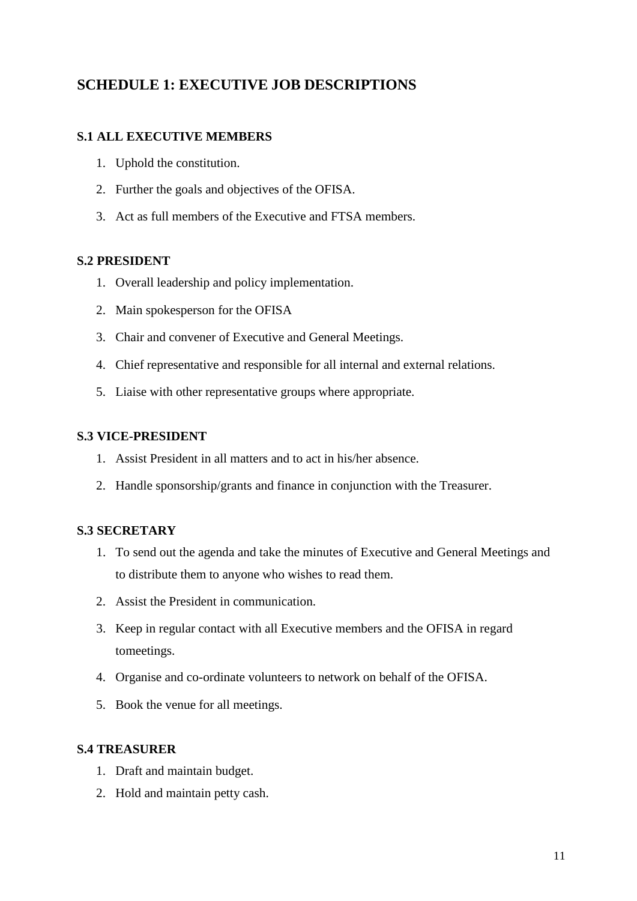## SCHEDULE 1: EXECUTIVE JOB DESCRIPTIONS

### S.1 ALL EXECUTIVE MEMBERS

1. Uphold the constitution.
2. Further the goals and objectives of the OFISA.
3. Act as full members of the Executive and FTSA members.

### S.2 PRESIDENT

1. Overall leadership and policy implementation.
2. Main spokesperson for the OFISA
3. Chair and convener of Executive and General Meetings.
4. Chief representative and responsible for all internal and external relations.
5. Liaise with other representative groups where appropriate.

### S.3 VICE-PRESIDENT

1. Assist President in all matters and to act in his/her absence.
2. Handle sponsorship/grants and finance in conjunction with the Treasurer.

### S.3 SECRETARY

1. To send out the agenda and take the minutes of Executive and General Meetings and to distribute them to anyone who wishes to read them.
2. Assist the President in communication.
3. Keep in regular contact with all Executive members and the OFISA in regard tomeetings.
4. Organise and co-ordinate volunteers to network on behalf of the OFISA.
5. Book the venue for all meetings.

### S.4 TREASURER

1. Draft and maintain budget.
2. Hold and maintain petty cash.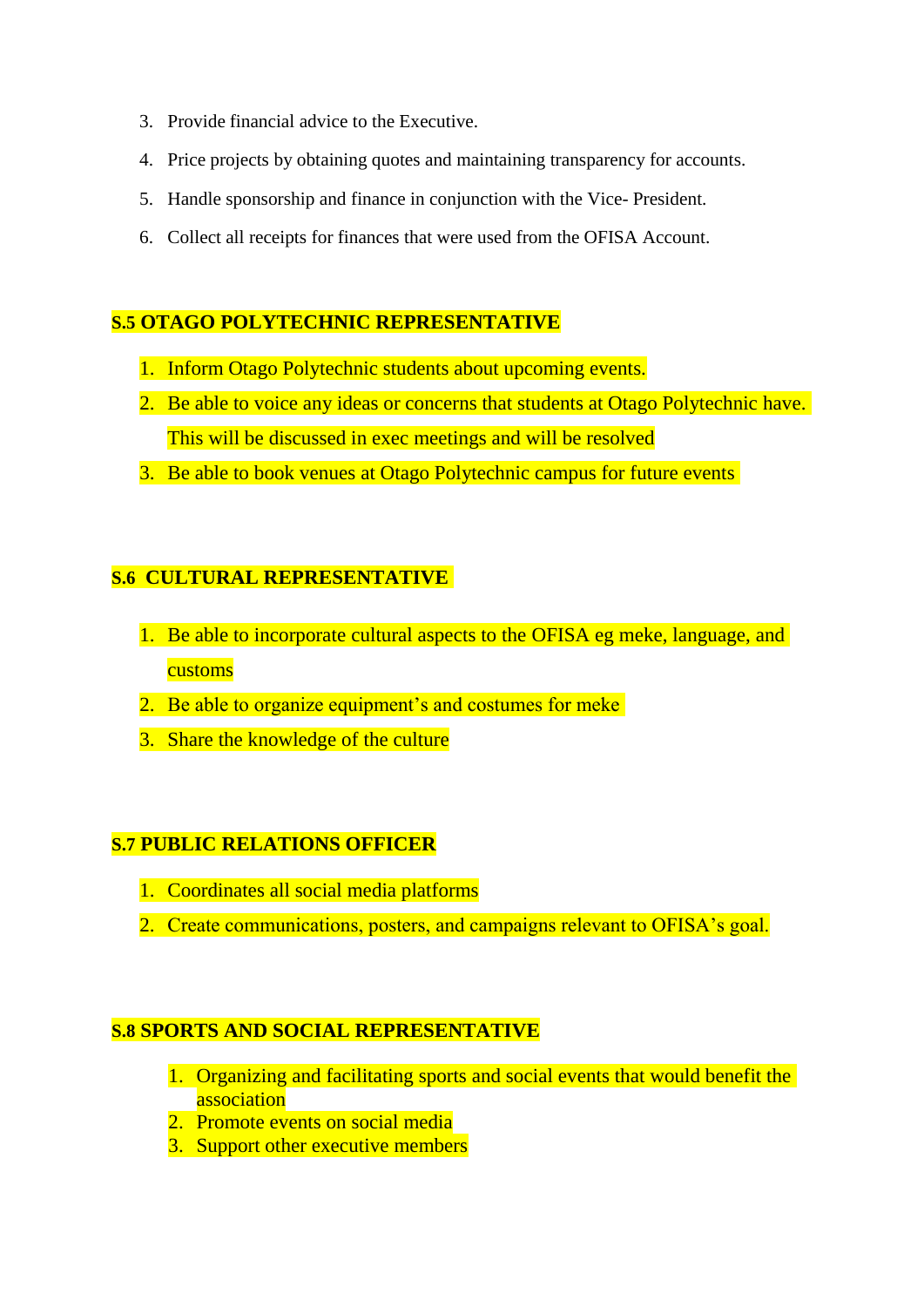3. Provide financial advice to the Executive.
4. Price projects by obtaining quotes and maintaining transparency for accounts.
5. Handle sponsorship and finance in conjunction with the Vice- President.
6. Collect all receipts for finances that were used from the OFISA Account.

**S.5 OTAGO POLYTECHNIC REPRESENTATIVE**

1. Inform Otago Polytechnic students about upcoming events.
2. Be able to voice any ideas or concerns that students at Otago Polytechnic have. This will be discussed in exec meetings and will be resolved
3. Be able to book venues at Otago Polytechnic campus for future events

**S.6 CULTURAL REPRESENTATIVE**

1. Be able to incorporate cultural aspects to the OFISA eg meke, language, and customs
2. Be able to organize equipment's and costumes for meke
3. Share the knowledge of the culture

**S.7 PUBLIC RELATIONS OFFICER**

1. Coordinates all social media platforms
2. Create communications, posters, and campaigns relevant to OFISA's goal.

**S.8 SPORTS AND SOCIAL REPRESENTATIVE**

1. Organizing and facilitating sports and social events that would benefit the association
2. Promote events on social media
3. Support other executive members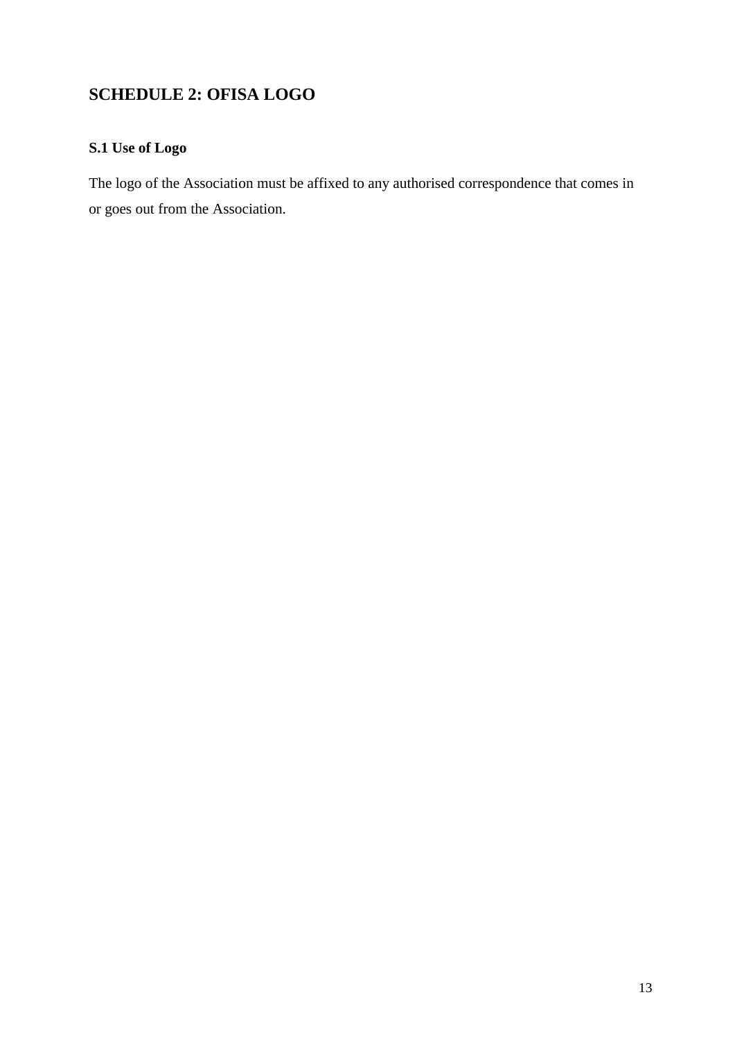## SCHEDULE 2: OFISA LOGO

### S.1 Use of Logo

The logo of the Association must be affixed to any authorised correspondence that comes in or goes out from the Association.